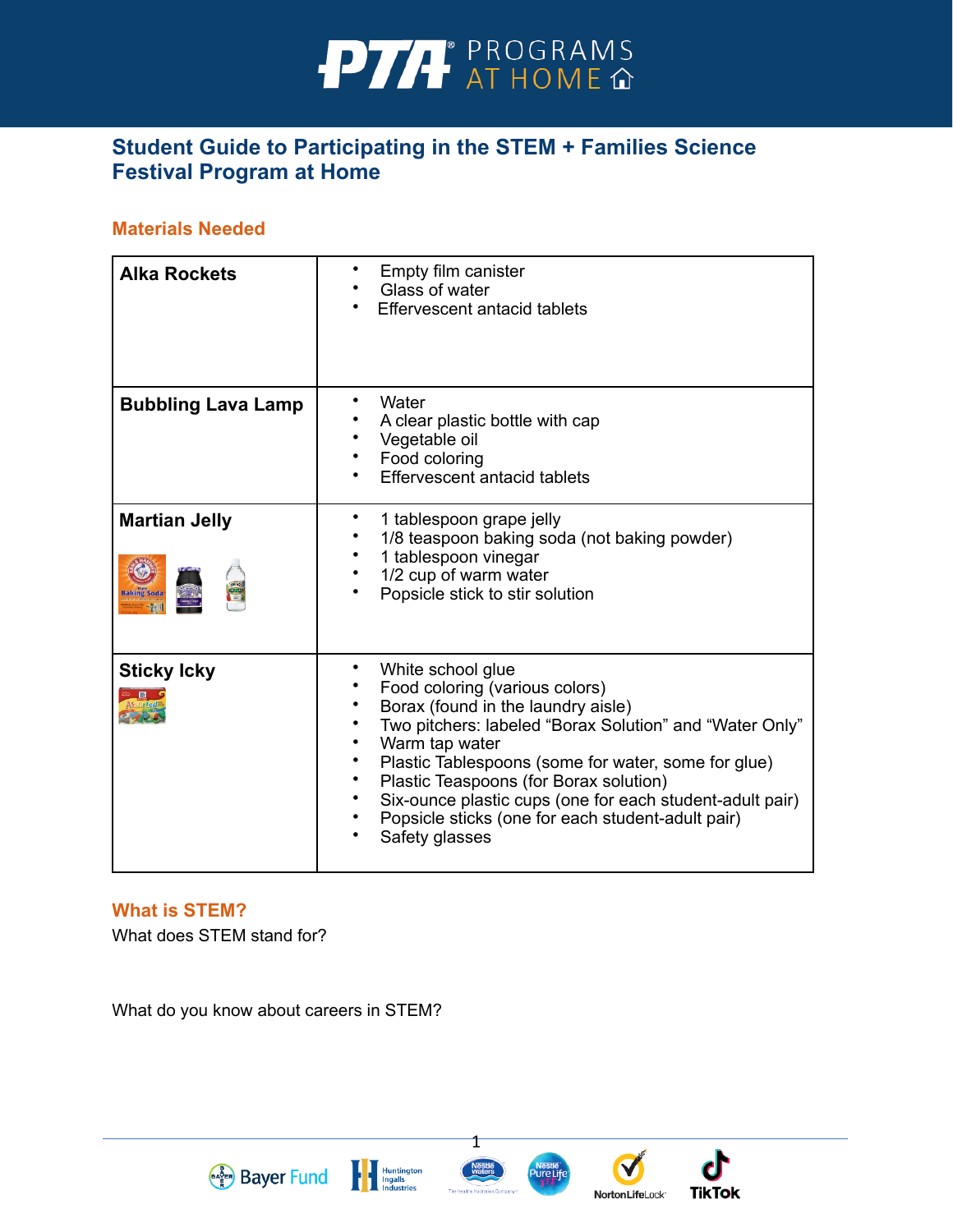# Student Guide to Participating in the STEM + Families Science Festival Program at Home

## Materials Needed

| | |
|---|---|
| **Alka Rockets** | • Empty film canister<br>• Glass of water<br>• Effervescent antacid tablets |
| **Bubbling Lava Lamp** | • Water<br>• A clear plastic bottle with cap<br>• Vegetable oil<br>• Food coloring<br>• Effervescent antacid tablets |
| **Martian Jelly** | • 1 tablespoon grape jelly<br>• 1/8 teaspoon baking soda (not baking powder)<br>• 1 tablespoon vinegar<br>• 1/2 cup of warm water<br>• Popsicle stick to stir solution |
| **Sticky Icky** | • White school glue<br>• Food coloring (various colors)<br>• Borax (found in the laundry aisle)<br>• Two pitchers: labeled "Borax Solution" and "Water Only"<br>• Warm tap water<br>• Plastic Tablespoons (some for water, some for glue)<br>• Plastic Teaspoons (for Borax solution)<br>• Six-ounce plastic cups (one for each student-adult pair)<br>• Popsicle sticks (one for each student-adult pair)<br>• Safety glasses |

## What is STEM?

What does STEM stand for?

What do you know about careers in STEM?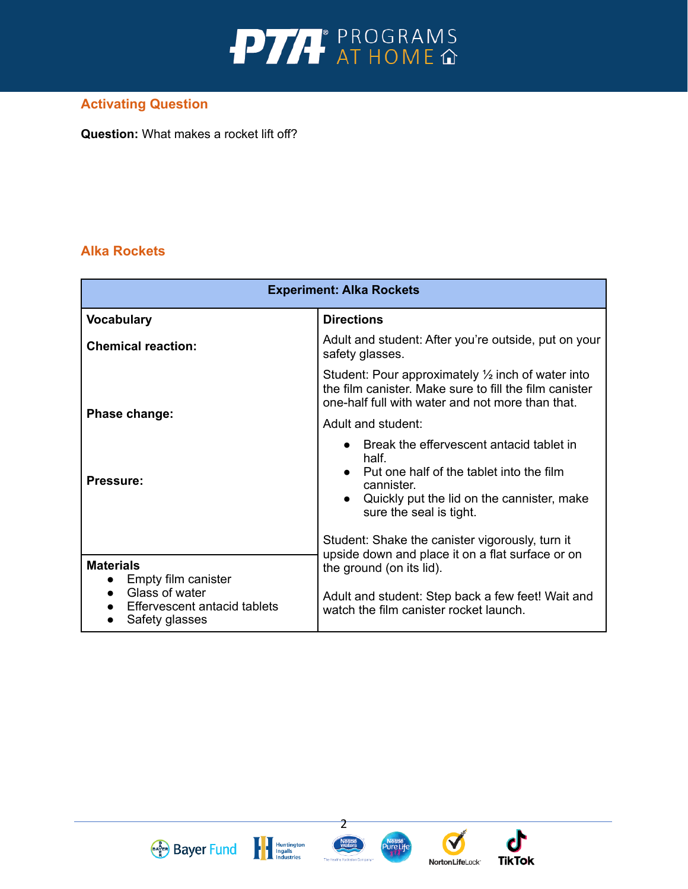## Activating Question

**Question:** What makes a rocket lift off?

## Alka Rockets

| Experiment: Alka Rockets | |
|---|---|
| **Vocabulary**<br><br>**Chemical reaction:**<br><br><br>**Phase change:**<br><br><br>**Pressure:** | **Directions**<br><br>Adult and student: After you're outside, put on your safety glasses.<br><br>Student: Pour approximately ½ inch of water into the film canister. Make sure to fill the film canister one-half full with water and not more than that.<br><br>Adult and student:<br>• Break the effervescent antacid tablet in half.<br>• Put one half of the tablet into the film cannister.<br>• Quickly put the lid on the cannister, make sure the seal is tight.<br><br>Student: Shake the canister vigorously, turn it upside down and place it on a flat surface or on the ground (on its lid).<br><br>Adult and student: Step back a few feet! Wait and watch the film canister rocket launch. |
| **Materials**<br>• Empty film canister<br>• Glass of water<br>• Effervescent antacid tablets<br>• Safety glasses | |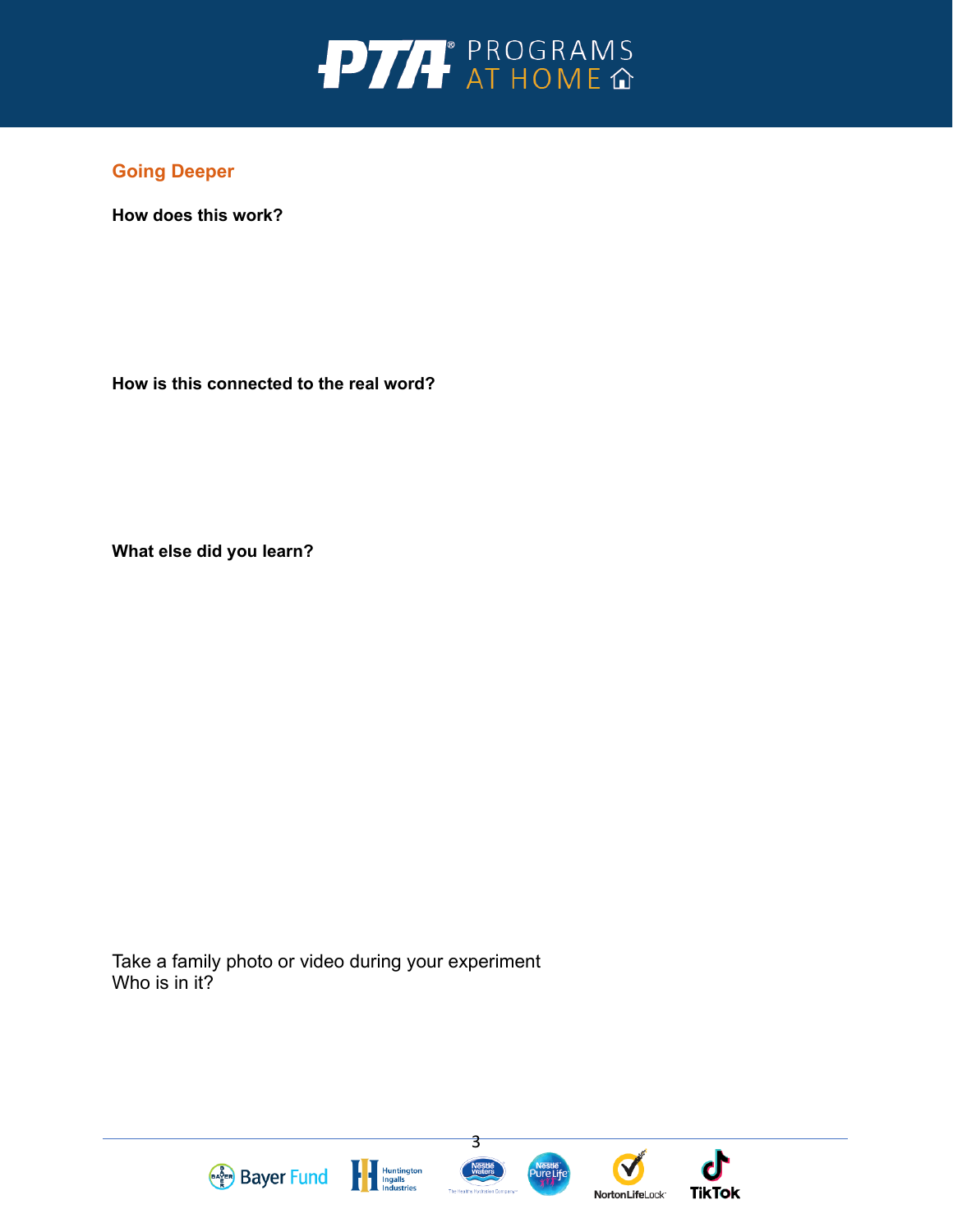## Going Deeper

**How does this work?**

**How is this connected to the real word?**

**What else did you learn?**

Take a family photo or video during your experiment
Who is in it?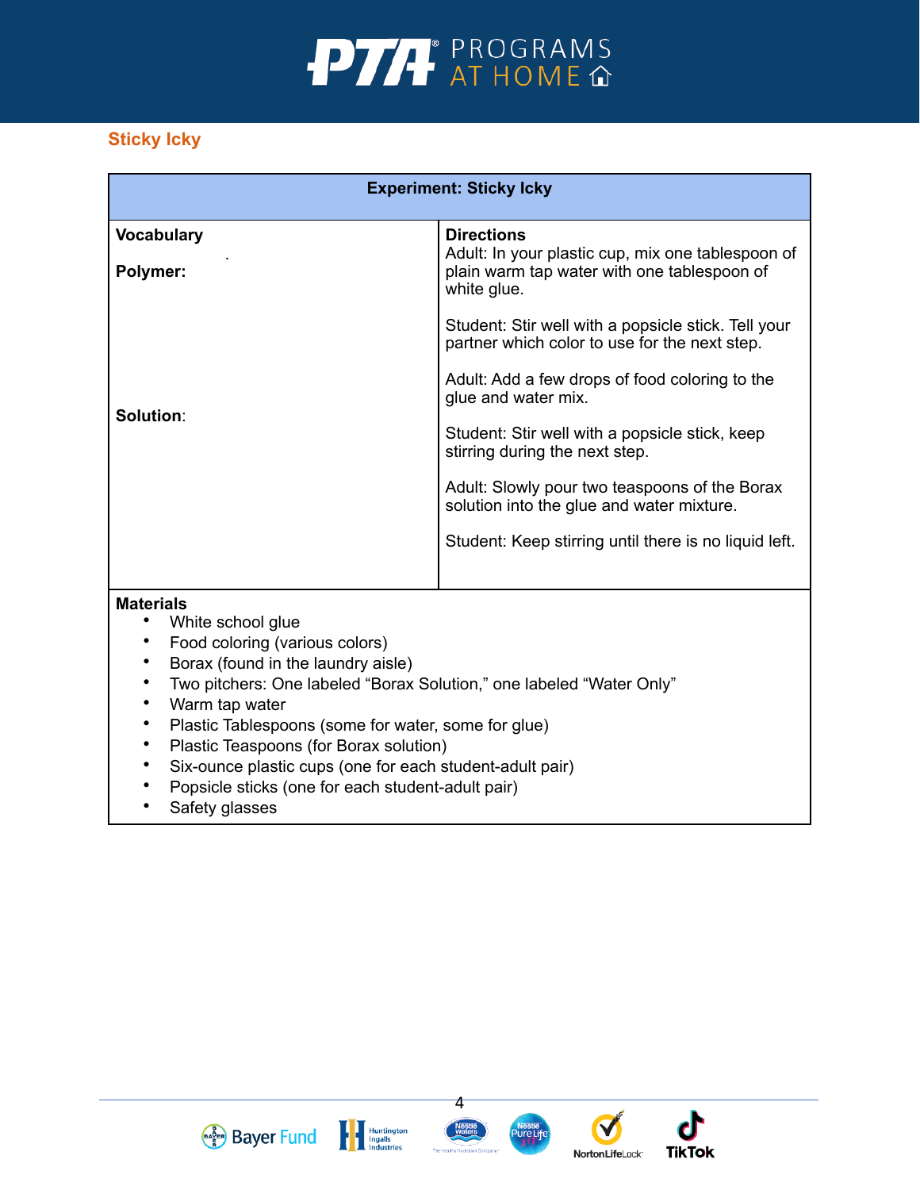## Sticky Icky

| Experiment: Sticky Icky | |
|---|---|
| **Vocabulary**<br><br>**Polymer:**<br><br><br><br><br>**Solution**: | **Directions**<br>Adult: In your plastic cup, mix one tablespoon of plain warm tap water with one tablespoon of white glue.<br><br>Student: Stir well with a popsicle stick. Tell your partner which color to use for the next step.<br><br>Adult: Add a few drops of food coloring to the glue and water mix.<br><br>Student: Stir well with a popsicle stick, keep stirring during the next step.<br><br>Adult: Slowly pour two teaspoons of the Borax solution into the glue and water mixture.<br><br>Student: Keep stirring until there is no liquid left. |

**Materials**

- White school glue
- Food coloring (various colors)
- Borax (found in the laundry aisle)
- Two pitchers: One labeled "Borax Solution," one labeled "Water Only"
- Warm tap water
- Plastic Tablespoons (some for water, some for glue)
- Plastic Teaspoons (for Borax solution)
- Six-ounce plastic cups (one for each student-adult pair)
- Popsicle sticks (one for each student-adult pair)
- Safety glasses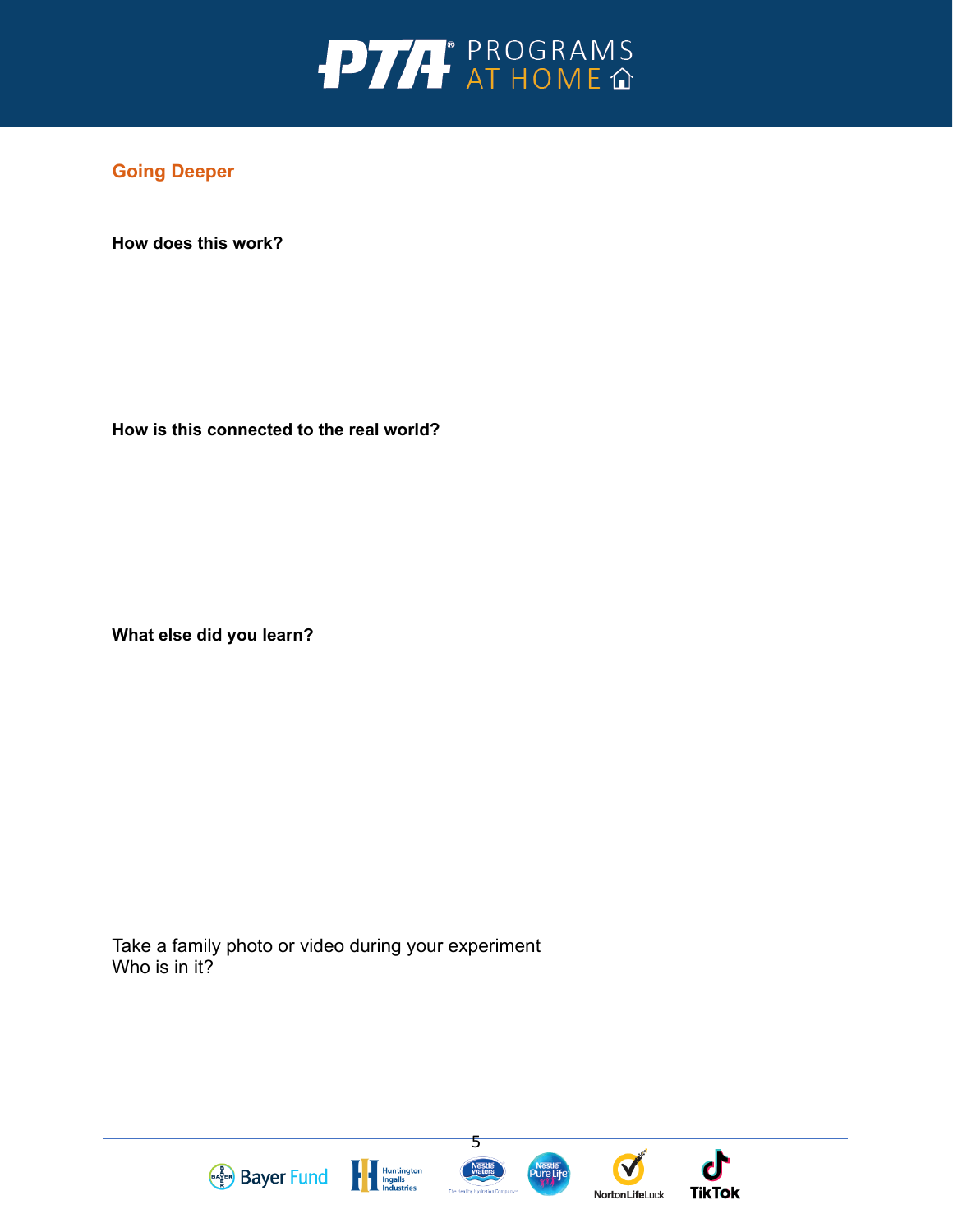## Going Deeper

**How does this work?**

**How is this connected to the real world?**

**What else did you learn?**

Take a family photo or video during your experiment
Who is in it?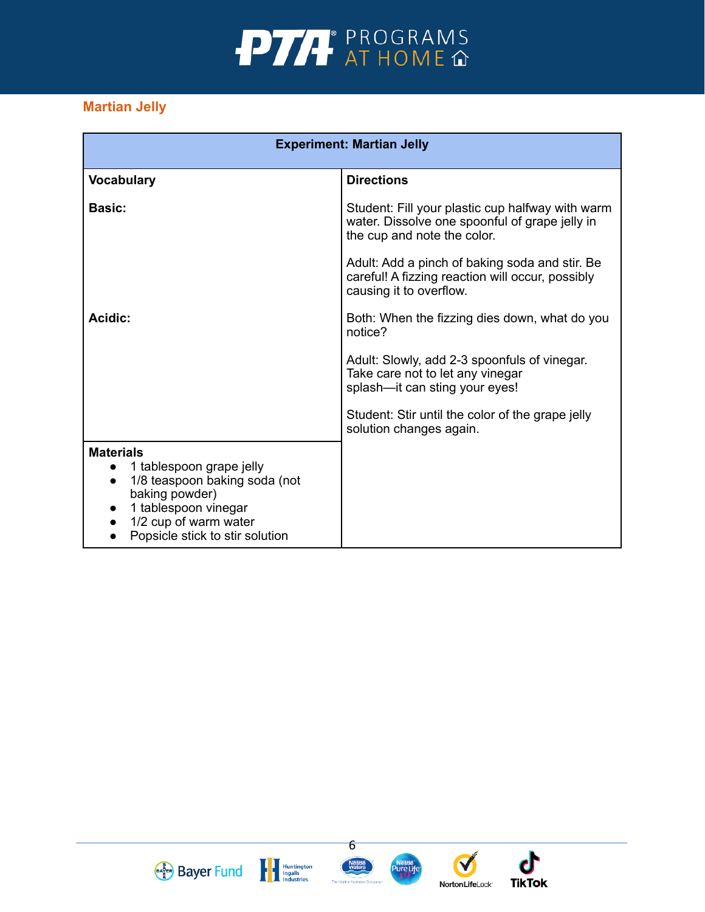## Martian Jelly

| Experiment: Martian Jelly | |
|---|---|
| **Vocabulary**<br><br>**Basic:**<br><br>**Acidic:** | **Directions**<br><br>Student: Fill your plastic cup halfway with warm water. Dissolve one spoonful of grape jelly in the cup and note the color.<br><br>Adult: Add a pinch of baking soda and stir. Be careful! A fizzing reaction will occur, possibly causing it to overflow.<br><br>Both: When the fizzing dies down, what do you notice?<br><br>Adult: Slowly, add 2-3 spoonfuls of vinegar. Take care not to let any vinegar splash—it can sting your eyes!<br><br>Student: Stir until the color of the grape jelly solution changes again. |
| **Materials**<br>• 1 tablespoon grape jelly<br>• 1/8 teaspoon baking soda (not baking powder)<br>• 1 tablespoon vinegar<br>• 1/2 cup of warm water<br>• Popsicle stick to stir solution | |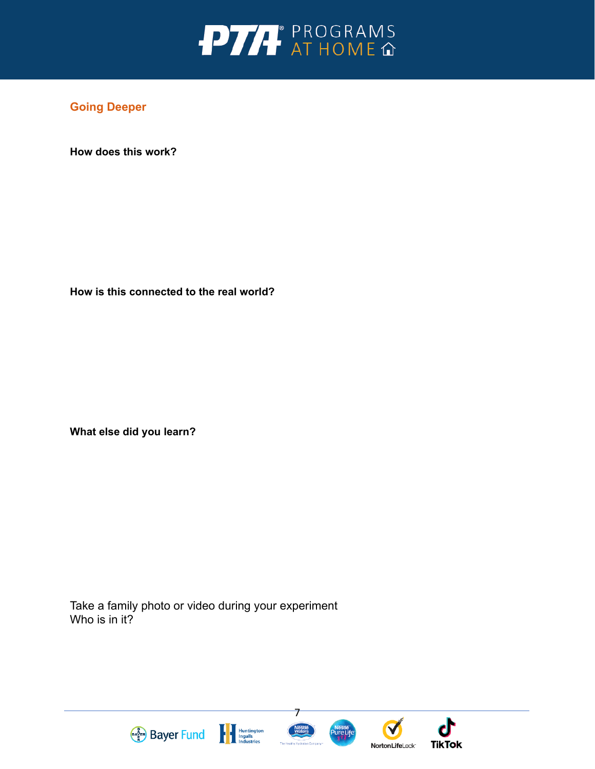## Going Deeper

**How does this work?**

**How is this connected to the real world?**

**What else did you learn?**

Take a family photo or video during your experiment
Who is in it?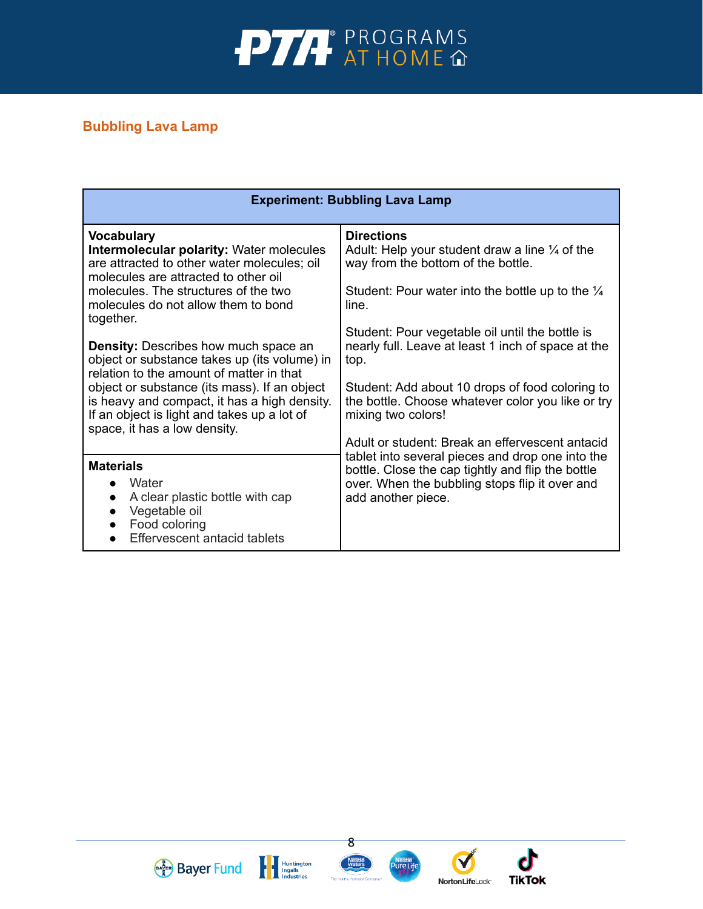## Bubbling Lava Lamp

**Experiment: Bubbling Lava Lamp**

### Vocabulary

**Intermolecular polarity:** Water molecules are attracted to other water molecules; oil molecules are attracted to other oil molecules. The structures of the two molecules do not allow them to bond together.

**Density:** Describes how much space an object or substance takes up (its volume) in relation to the amount of matter in that object or substance (its mass). If an object is heavy and compact, it has a high density. If an object is light and takes up a lot of space, it has a low density.

### Materials

- Water
- A clear plastic bottle with cap
- Vegetable oil
- Food coloring
- Effervescent antacid tablets

### Directions

Adult: Help your student draw a line ¼ of the way from the bottom of the bottle.

Student: Pour water into the bottle up to the ¼ line.

Student: Pour vegetable oil until the bottle is nearly full. Leave at least 1 inch of space at the top.

Student: Add about 10 drops of food coloring to the bottle. Choose whatever color you like or try mixing two colors!

Adult or student: Break an effervescent antacid tablet into several pieces and drop one into the bottle. Close the cap tightly and flip the bottle over. When the bubbling stops flip it over and add another piece.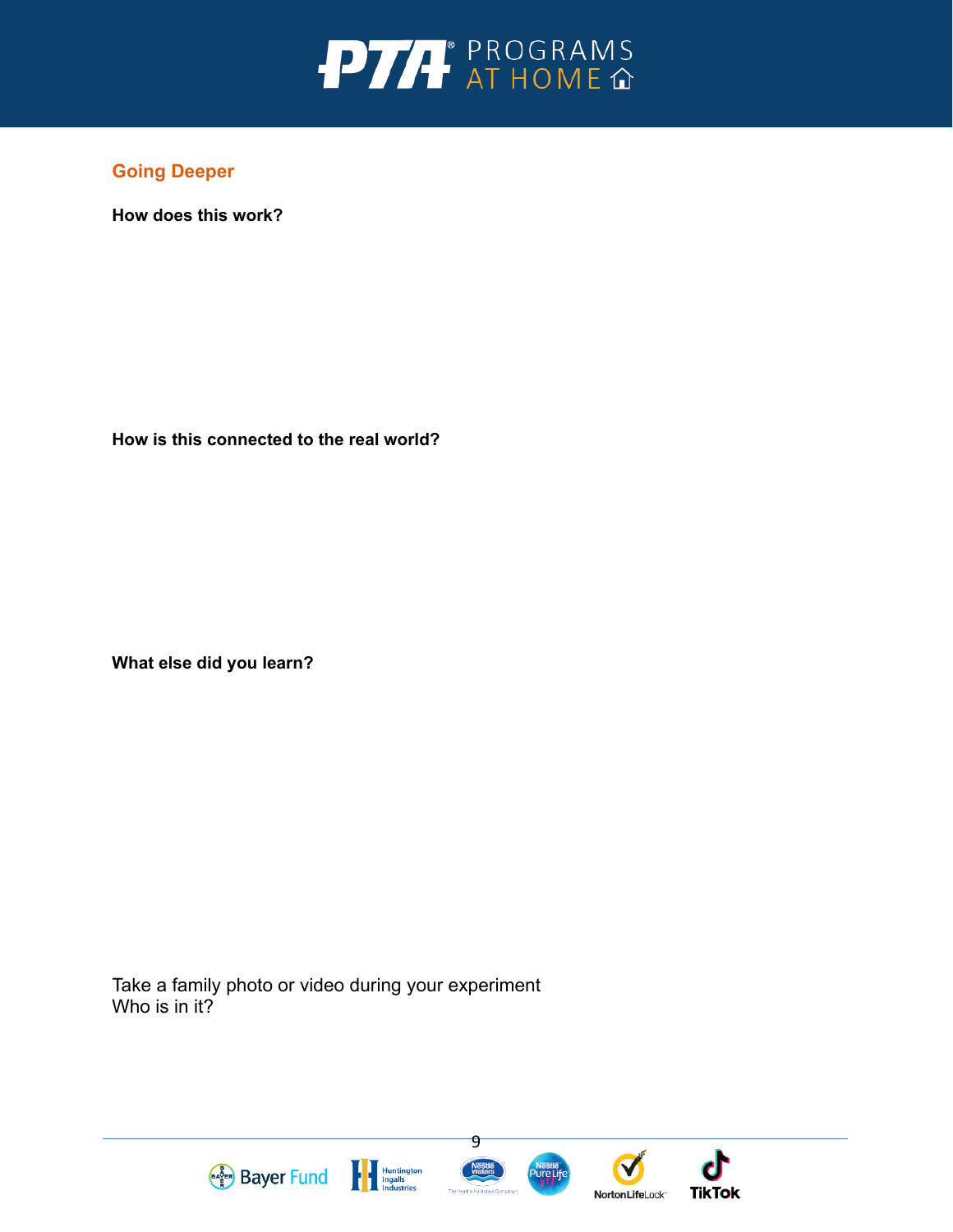## Going Deeper

**How does this work?**

**How is this connected to the real world?**

**What else did you learn?**

Take a family photo or video during your experiment
Who is in it?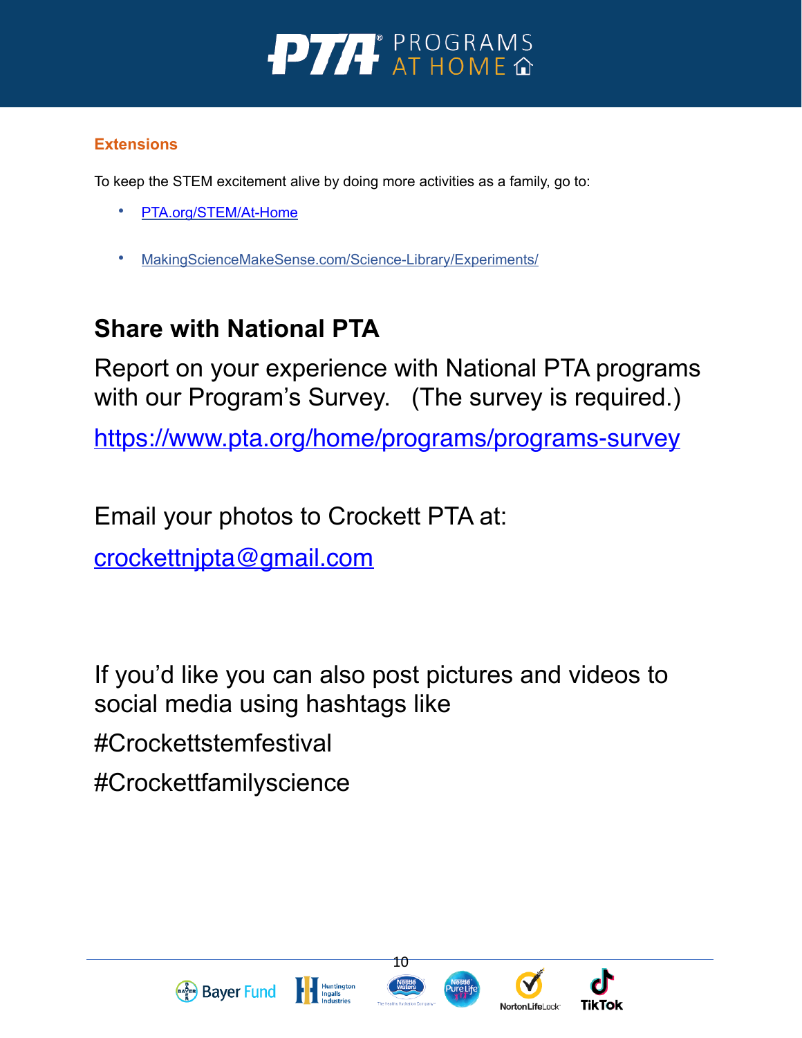### Extensions

To keep the STEM excitement alive by doing more activities as a family, go to:

- PTA.org/STEM/At-Home
- MakingScienceMakeSense.com/Science-Library/Experiments/

## Share with National PTA

Report on your experience with National PTA programs with our Program's Survey. (The survey is required.)

https://www.pta.org/home/programs/programs-survey

Email your photos to Crockett PTA at:

crockettnjpta@gmail.com

If you'd like you can also post pictures and videos to social media using hashtags like

#Crockettstemfestival

#Crockettfamilyscience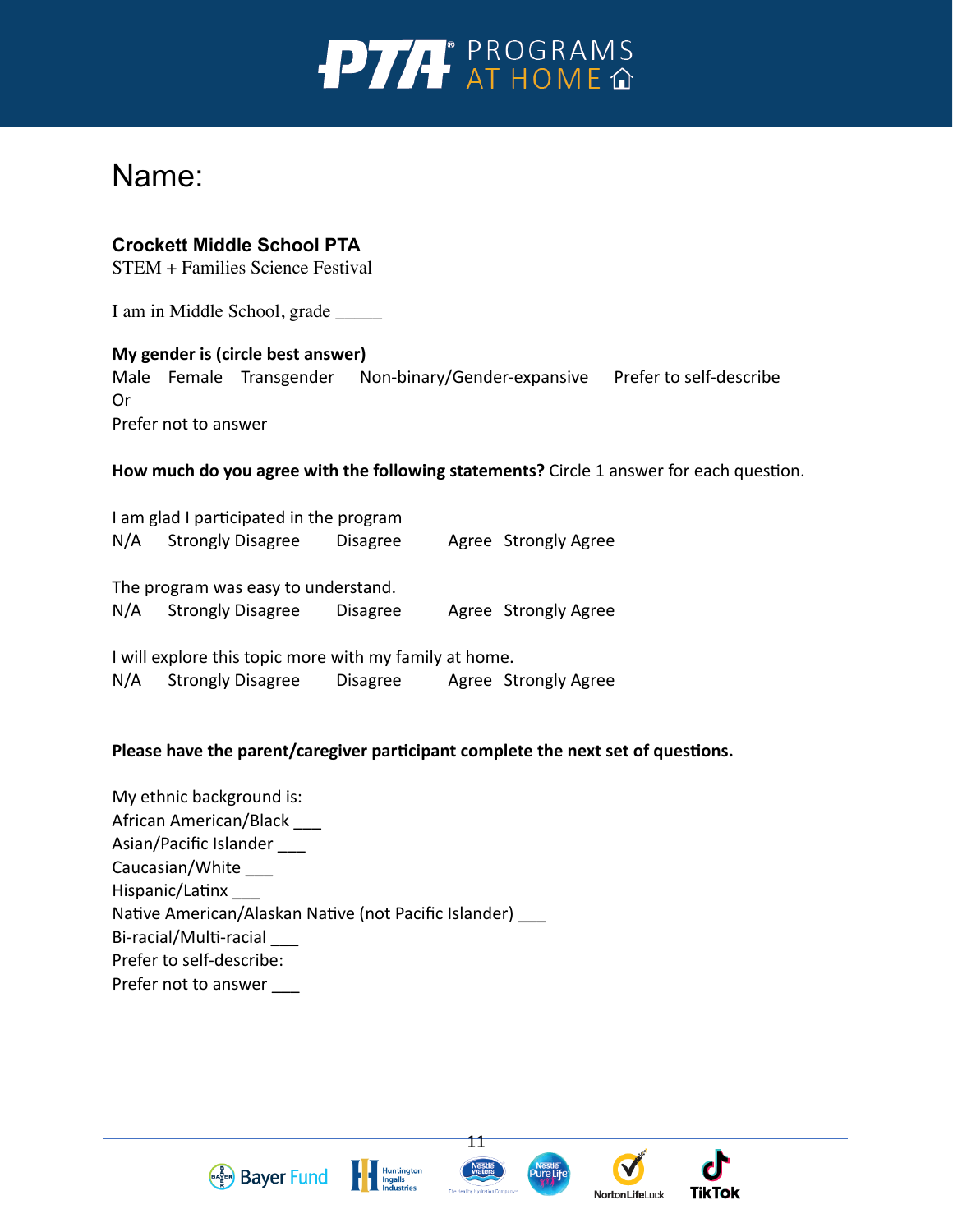Name:

**Crockett Middle School PTA**
STEM + Families Science Festival

I am in Middle School, grade _____

**My gender is (circle best answer)**
Male    Female    Transgender    Non-binary/Gender-expansive    Prefer to self-describe
Or
Prefer not to answer

**How much do you agree with the following statements?** Circle 1 answer for each question.

I am glad I participated in the program
N/A    Strongly Disagree    Disagree    Agree    Strongly Agree

The program was easy to understand.
N/A    Strongly Disagree    Disagree    Agree    Strongly Agree

I will explore this topic more with my family at home.
N/A    Strongly Disagree    Disagree    Agree    Strongly Agree

**Please have the parent/caregiver participant complete the next set of questions.**

My ethnic background is:
African American/Black ___
Asian/Pacific Islander ___
Caucasian/White ___
Hispanic/Latinx ___
Native American/Alaskan Native (not Pacific Islander) ___
Bi-racial/Multi-racial ___
Prefer to self-describe:
Prefer not to answer ___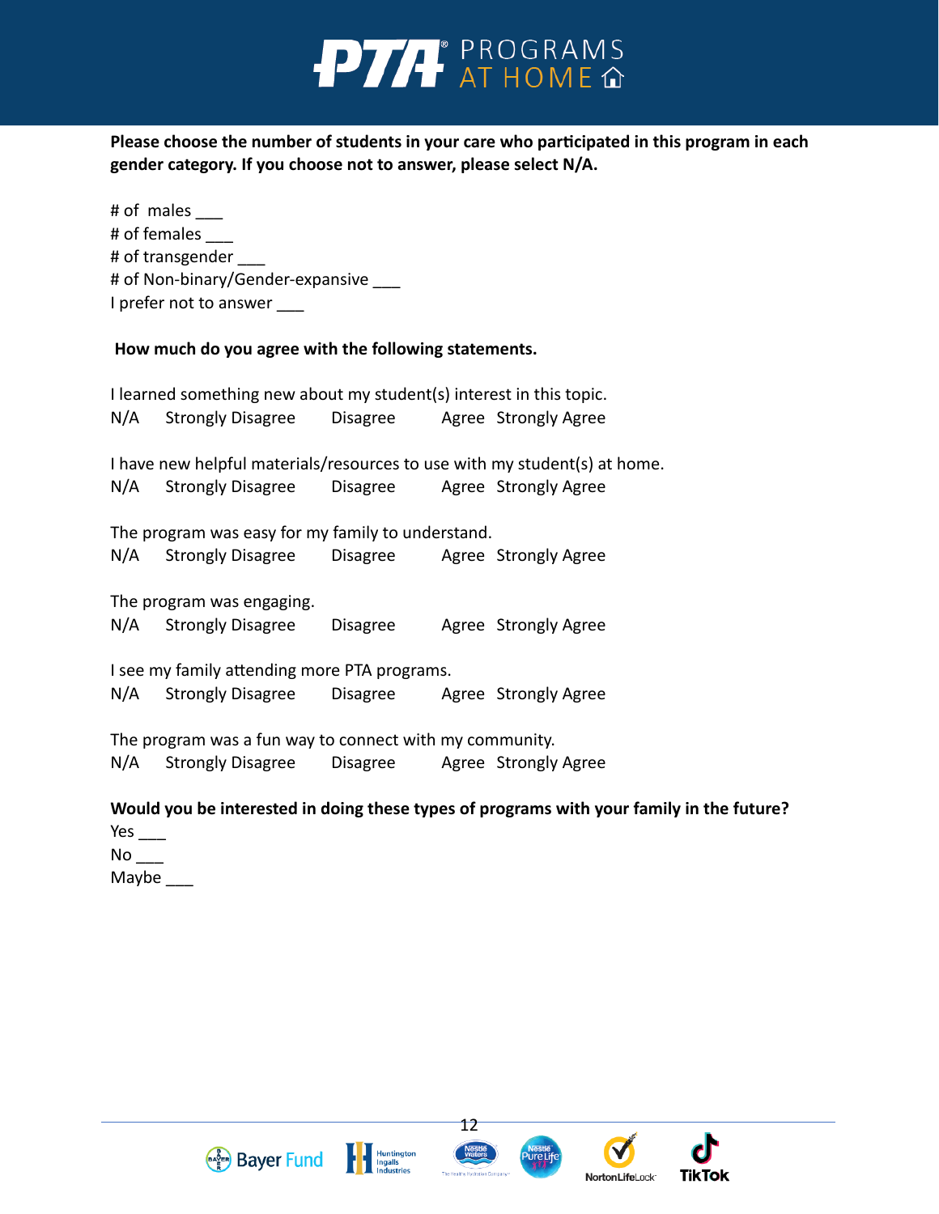**Please choose the number of students in your care who participated in this program in each gender category. If you choose not to answer, please select N/A.**

# of males ___
# of females ___
# of transgender ___
# of Non-binary/Gender-expansive ___
I prefer not to answer ___

**How much do you agree with the following statements.**

I learned something new about my student(s) interest in this topic.
N/A Strongly Disagree Disagree Agree Strongly Agree

I have new helpful materials/resources to use with my student(s) at home.
N/A Strongly Disagree Disagree Agree Strongly Agree

The program was easy for my family to understand.
N/A Strongly Disagree Disagree Agree Strongly Agree

The program was engaging.
N/A Strongly Disagree Disagree Agree Strongly Agree

I see my family attending more PTA programs.
N/A Strongly Disagree Disagree Agree Strongly Agree

The program was a fun way to connect with my community.
N/A Strongly Disagree Disagree Agree Strongly Agree

**Would you be interested in doing these types of programs with your family in the future?**

Yes ___
No ___
Maybe ___